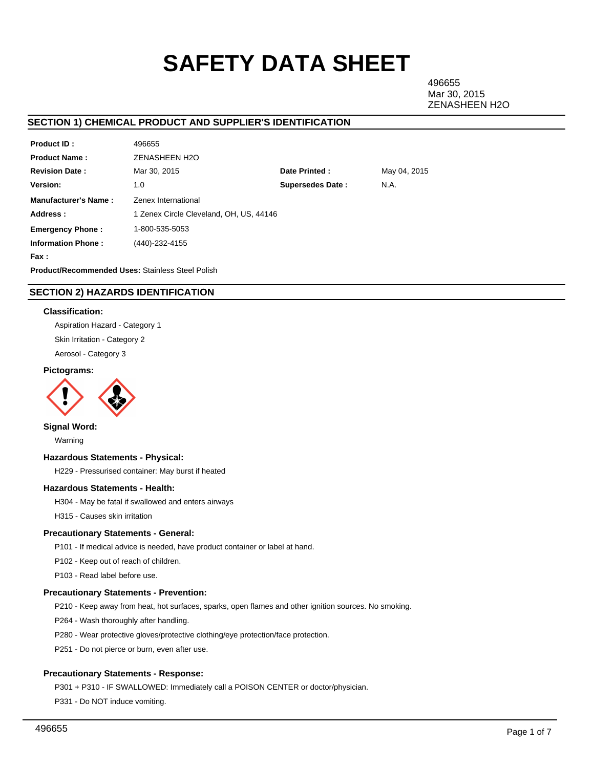# SAFETY DATA SHEET

496655
Mar 30, 2015
ZENASHEEN H2O

## SECTION 1) CHEMICAL PRODUCT AND SUPPLIER'S IDENTIFICATION

| | | | |
|---|---|---|---|
| **Product ID :** | 496655 | | |
| **Product Name :** | ZENASHEEN H2O | | |
| **Revision Date :** | Mar 30, 2015 | **Date Printed :** | May 04, 2015 |
| **Version:** | 1.0 | **Supersedes Date :** | N.A. |
| **Manufacturer's Name :** | Zenex International | | |
| **Address :** | 1 Zenex Circle Cleveland, OH, US, 44146 | | |
| **Emergency Phone :** | 1-800-535-5053 | | |
| **Information Phone :** | (440)-232-4155 | | |
| **Fax :** | | | |

**Product/Recommended Uses:** Stainless Steel Polish

## SECTION 2) HAZARDS IDENTIFICATION

### Classification:

Aspiration Hazard - Category 1

Skin Irritation - Category 2

Aerosol - Category 3

### Pictograms:

### Signal Word:

Warning

### Hazardous Statements - Physical:

H229 - Pressurised container: May burst if heated

### Hazardous Statements - Health:

H304 - May be fatal if swallowed and enters airways

H315 - Causes skin irritation

### Precautionary Statements - General:

P101 - If medical advice is needed, have product container or label at hand.

P102 - Keep out of reach of children.

P103 - Read label before use.

### Precautionary Statements - Prevention:

P210 - Keep away from heat, hot surfaces, sparks, open flames and other ignition sources. No smoking.

P264 - Wash thoroughly after handling.

P280 - Wear protective gloves/protective clothing/eye protection/face protection.

P251 - Do not pierce or burn, even after use.

### Precautionary Statements - Response:

P301 + P310 - IF SWALLOWED: Immediately call a POISON CENTER or doctor/physician.

P331 - Do NOT induce vomiting.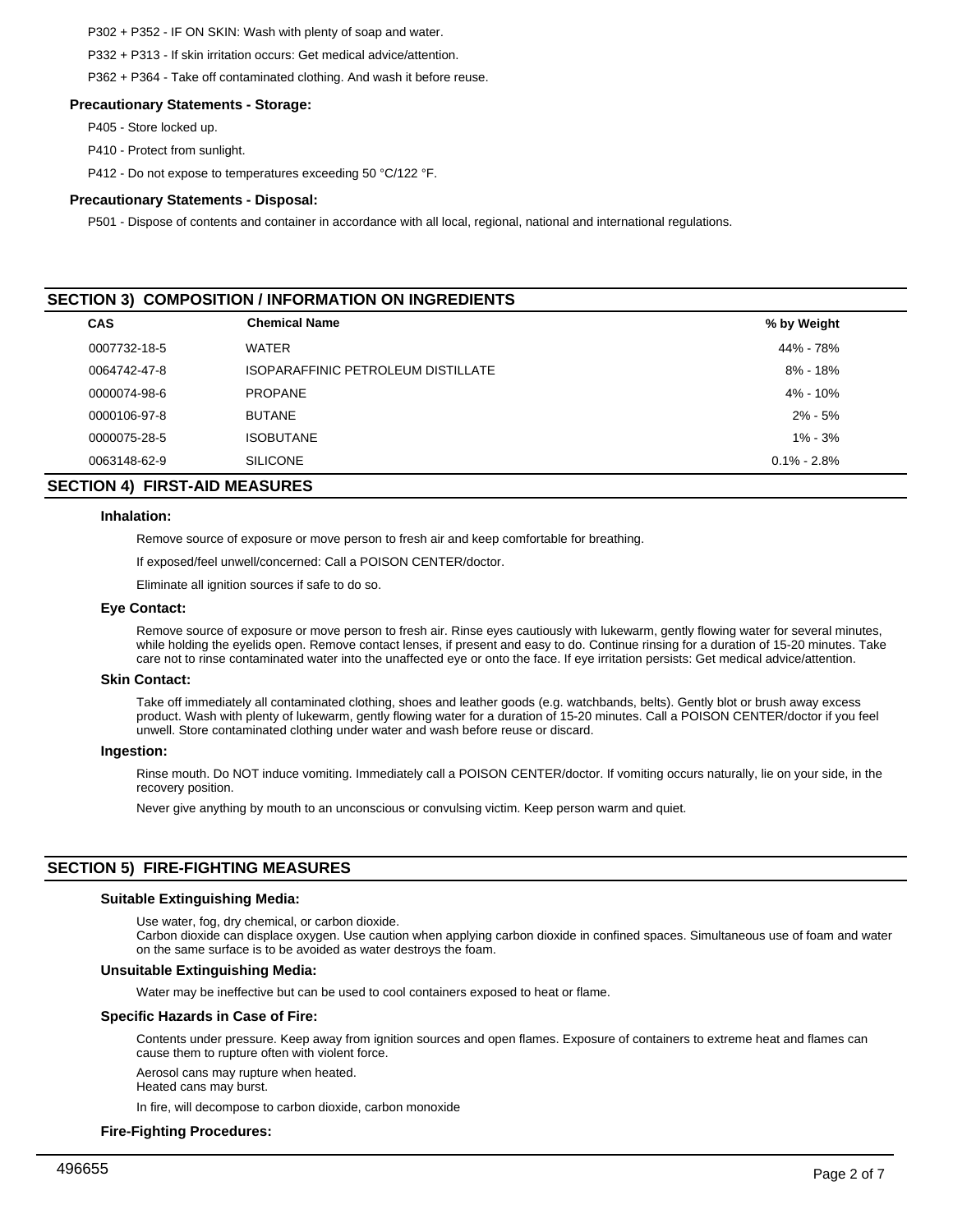P302 + P352 - IF ON SKIN: Wash with plenty of soap and water.

P332 + P313 - If skin irritation occurs: Get medical advice/attention.

P362 + P364 - Take off contaminated clothing. And wash it before reuse.

### Precautionary Statements - Storage:

P405 - Store locked up.

P410 - Protect from sunlight.

P412 - Do not expose to temperatures exceeding 50 °C/122 °F.

### Precautionary Statements - Disposal:

P501 - Dispose of contents and container in accordance with all local, regional, national and international regulations.

## SECTION 3) COMPOSITION / INFORMATION ON INGREDIENTS

| CAS | Chemical Name | % by Weight |
|---|---|---|
| 0007732-18-5 | WATER | 44% - 78% |
| 0064742-47-8 | ISOPARAFFINIC PETROLEUM DISTILLATE | 8% - 18% |
| 0000074-98-6 | PROPANE | 4% - 10% |
| 0000106-97-8 | BUTANE | 2% - 5% |
| 0000075-28-5 | ISOBUTANE | 1% - 3% |
| 0063148-62-9 | SILICONE | 0.1% - 2.8% |

## SECTION 4) FIRST-AID MEASURES

### Inhalation:

Remove source of exposure or move person to fresh air and keep comfortable for breathing.

If exposed/feel unwell/concerned: Call a POISON CENTER/doctor.

Eliminate all ignition sources if safe to do so.

### Eye Contact:

Remove source of exposure or move person to fresh air. Rinse eyes cautiously with lukewarm, gently flowing water for several minutes, while holding the eyelids open. Remove contact lenses, if present and easy to do. Continue rinsing for a duration of 15-20 minutes. Take care not to rinse contaminated water into the unaffected eye or onto the face. If eye irritation persists: Get medical advice/attention.

### Skin Contact:

Take off immediately all contaminated clothing, shoes and leather goods (e.g. watchbands, belts). Gently blot or brush away excess product. Wash with plenty of lukewarm, gently flowing water for a duration of 15-20 minutes. Call a POISON CENTER/doctor if you feel unwell. Store contaminated clothing under water and wash before reuse or discard.

### Ingestion:

Rinse mouth. Do NOT induce vomiting. Immediately call a POISON CENTER/doctor. If vomiting occurs naturally, lie on your side, in the recovery position.

Never give anything by mouth to an unconscious or convulsing victim. Keep person warm and quiet.

## SECTION 5) FIRE-FIGHTING MEASURES

### Suitable Extinguishing Media:

Use water, fog, dry chemical, or carbon dioxide.
Carbon dioxide can displace oxygen. Use caution when applying carbon dioxide in confined spaces. Simultaneous use of foam and water on the same surface is to be avoided as water destroys the foam.

### Unsuitable Extinguishing Media:

Water may be ineffective but can be used to cool containers exposed to heat or flame.

### Specific Hazards in Case of Fire:

Contents under pressure. Keep away from ignition sources and open flames. Exposure of containers to extreme heat and flames can cause them to rupture often with violent force.

Aerosol cans may rupture when heated.
Heated cans may burst.

In fire, will decompose to carbon dioxide, carbon monoxide

### Fire-Fighting Procedures: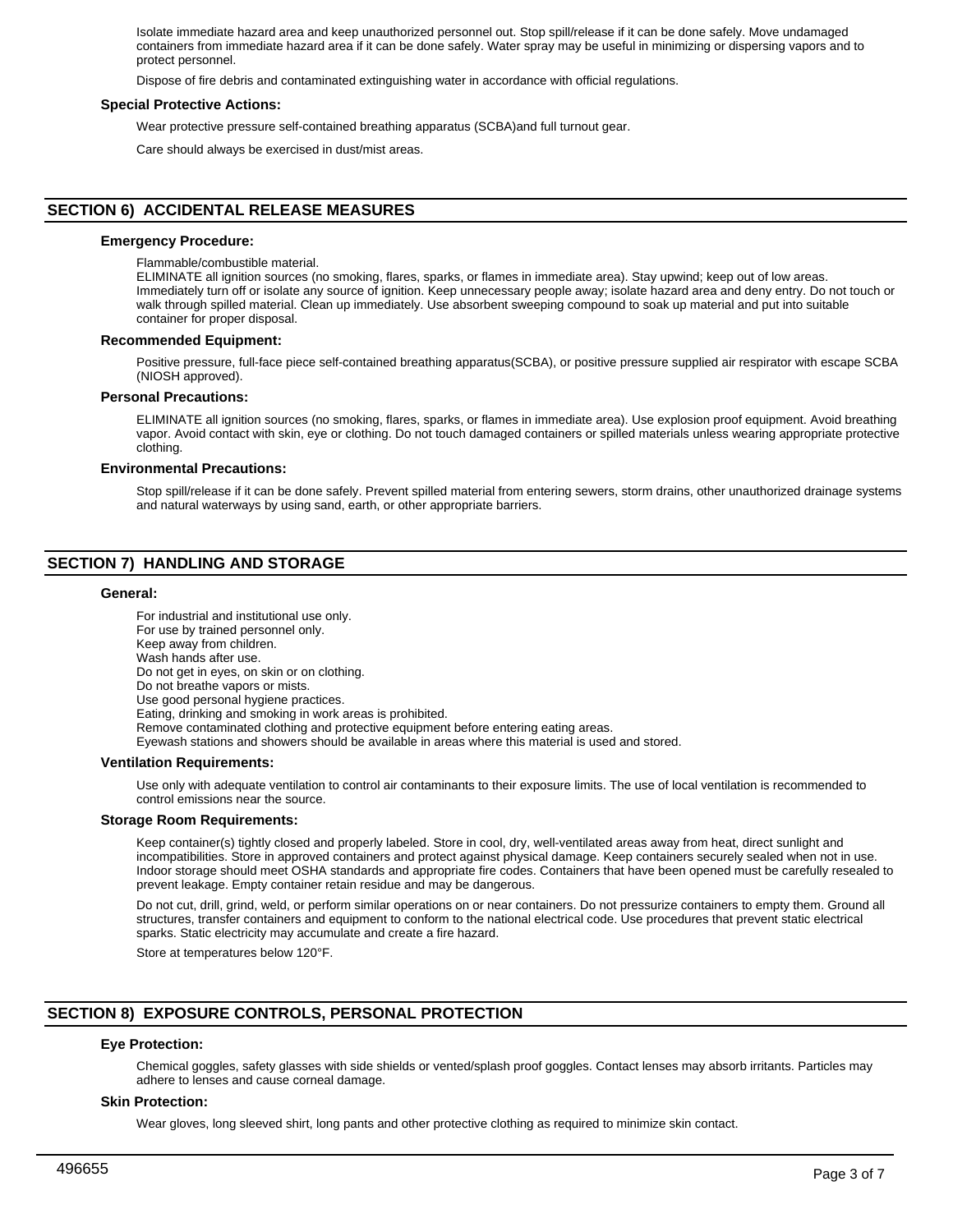Isolate immediate hazard area and keep unauthorized personnel out. Stop spill/release if it can be done safely. Move undamaged containers from immediate hazard area if it can be done safely. Water spray may be useful in minimizing or dispersing vapors and to protect personnel.

Dispose of fire debris and contaminated extinguishing water in accordance with official regulations.

### Special Protective Actions:

Wear protective pressure self-contained breathing apparatus (SCBA)and full turnout gear.

Care should always be exercised in dust/mist areas.

## SECTION 6) ACCIDENTAL RELEASE MEASURES

### Emergency Procedure:

Flammable/combustible material.
ELIMINATE all ignition sources (no smoking, flares, sparks, or flames in immediate area). Stay upwind; keep out of low areas. Immediately turn off or isolate any source of ignition. Keep unnecessary people away; isolate hazard area and deny entry. Do not touch or walk through spilled material. Clean up immediately. Use absorbent sweeping compound to soak up material and put into suitable container for proper disposal.

### Recommended Equipment:

Positive pressure, full-face piece self-contained breathing apparatus(SCBA), or positive pressure supplied air respirator with escape SCBA (NIOSH approved).

### Personal Precautions:

ELIMINATE all ignition sources (no smoking, flares, sparks, or flames in immediate area). Use explosion proof equipment. Avoid breathing vapor. Avoid contact with skin, eye or clothing. Do not touch damaged containers or spilled materials unless wearing appropriate protective clothing.

### Environmental Precautions:

Stop spill/release if it can be done safely. Prevent spilled material from entering sewers, storm drains, other unauthorized drainage systems and natural waterways by using sand, earth, or other appropriate barriers.

## SECTION 7) HANDLING AND STORAGE

### General:

For industrial and institutional use only.
For use by trained personnel only.
Keep away from children.
Wash hands after use.
Do not get in eyes, on skin or on clothing.
Do not breathe vapors or mists.
Use good personal hygiene practices.
Eating, drinking and smoking in work areas is prohibited.
Remove contaminated clothing and protective equipment before entering eating areas.
Eyewash stations and showers should be available in areas where this material is used and stored.

### Ventilation Requirements:

Use only with adequate ventilation to control air contaminants to their exposure limits. The use of local ventilation is recommended to control emissions near the source.

### Storage Room Requirements:

Keep container(s) tightly closed and properly labeled. Store in cool, dry, well-ventilated areas away from heat, direct sunlight and incompatibilities. Store in approved containers and protect against physical damage. Keep containers securely sealed when not in use. Indoor storage should meet OSHA standards and appropriate fire codes. Containers that have been opened must be carefully resealed to prevent leakage. Empty container retain residue and may be dangerous.

Do not cut, drill, grind, weld, or perform similar operations on or near containers. Do not pressurize containers to empty them. Ground all structures, transfer containers and equipment to conform to the national electrical code. Use procedures that prevent static electrical sparks. Static electricity may accumulate and create a fire hazard.

Store at temperatures below 120°F.

## SECTION 8) EXPOSURE CONTROLS, PERSONAL PROTECTION

### Eye Protection:

Chemical goggles, safety glasses with side shields or vented/splash proof goggles. Contact lenses may absorb irritants. Particles may adhere to lenses and cause corneal damage.

### Skin Protection:

Wear gloves, long sleeved shirt, long pants and other protective clothing as required to minimize skin contact.

496655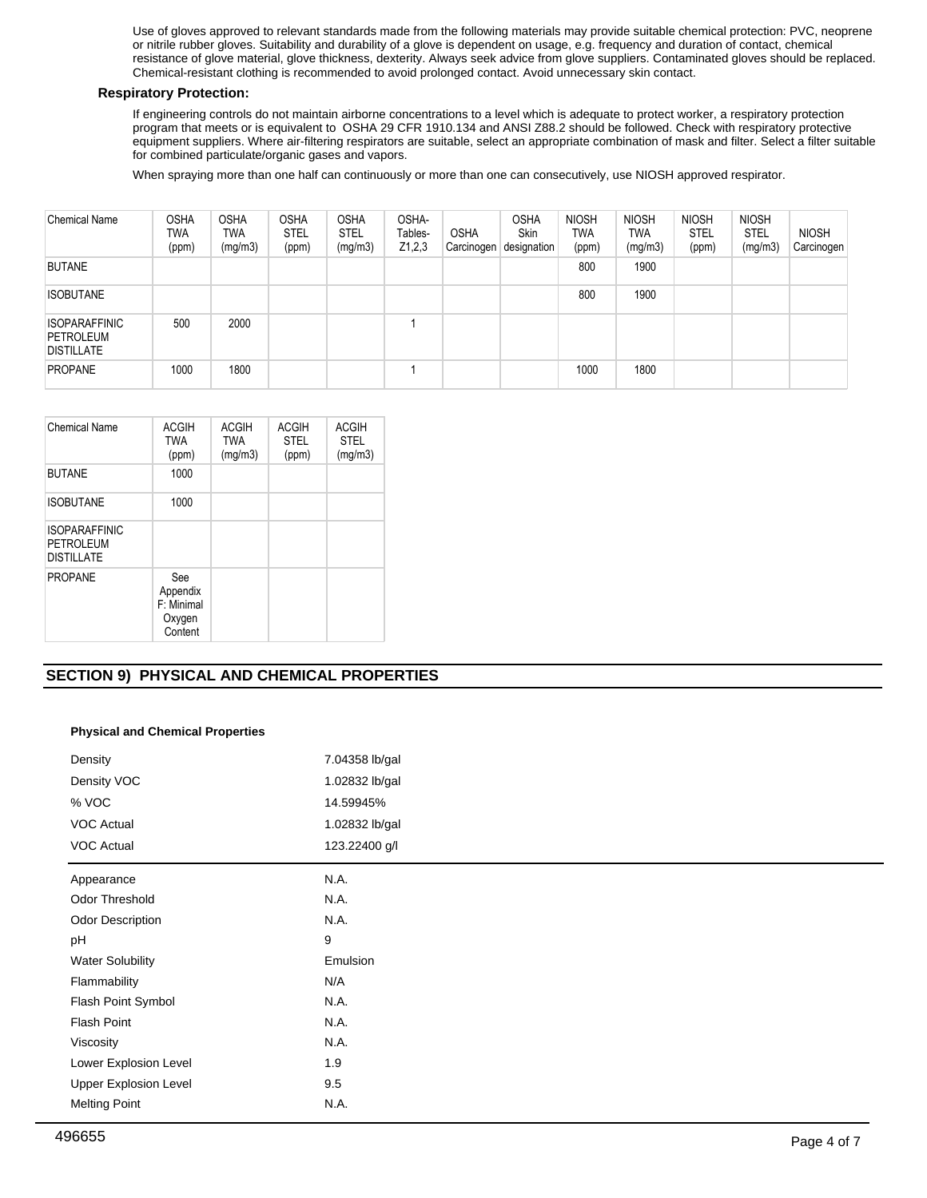Use of gloves approved to relevant standards made from the following materials may provide suitable chemical protection: PVC, neoprene or nitrile rubber gloves. Suitability and durability of a glove is dependent on usage, e.g. frequency and duration of contact, chemical resistance of glove material, glove thickness, dexterity. Always seek advice from glove suppliers. Contaminated gloves should be replaced. Chemical-resistant clothing is recommended to avoid prolonged contact. Avoid unnecessary skin contact.

**Respiratory Protection:**

If engineering controls do not maintain airborne concentrations to a level which is adequate to protect worker, a respiratory protection program that meets or is equivalent to OSHA 29 CFR 1910.134 and ANSI Z88.2 should be followed. Check with respiratory protective equipment suppliers. Where air-filtering respirators are suitable, select an appropriate combination of mask and filter. Select a filter suitable for combined particulate/organic gases and vapors.

When spraying more than one half can continuously or more than one can consecutively, use NIOSH approved respirator.

| Chemical Name | OSHA TWA (ppm) | OSHA TWA (mg/m3) | OSHA STEL (ppm) | OSHA STEL (mg/m3) | OSHA-Tables-Z1,2,3 | OSHA Carcinogen | OSHA Skin designation | NIOSH TWA (ppm) | NIOSH TWA (mg/m3) | NIOSH STEL (ppm) | NIOSH STEL (mg/m3) | NIOSH Carcinogen |
|---|---|---|---|---|---|---|---|---|---|---|---|---|
| BUTANE | | | | | | | | 800 | 1900 | | | |
| ISOBUTANE | | | | | | | | 800 | 1900 | | | |
| ISOPARAFFINIC PETROLEUM DISTILLATE | 500 | 2000 | | | 1 | | | | | | | |
| PROPANE | 1000 | 1800 | | | 1 | | | 1000 | 1800 | | | |

| Chemical Name | ACGIH TWA (ppm) | ACGIH TWA (mg/m3) | ACGIH STEL (ppm) | ACGIH STEL (mg/m3) |
|---|---|---|---|---|
| BUTANE | 1000 | | | |
| ISOBUTANE | 1000 | | | |
| ISOPARAFFINIC PETROLEUM DISTILLATE | | | | |
| PROPANE | See Appendix F: Minimal Oxygen Content | | | |

## SECTION 9) PHYSICAL AND CHEMICAL PROPERTIES

**Physical and Chemical Properties**

| | |
|---|---|
| Density | 7.04358 lb/gal |
| Density VOC | 1.02832 lb/gal |
| % VOC | 14.59945% |
| VOC Actual | 1.02832 lb/gal |
| VOC Actual | 123.22400 g/l |
| Appearance | N.A. |
| Odor Threshold | N.A. |
| Odor Description | N.A. |
| pH | 9 |
| Water Solubility | Emulsion |
| Flammability | N/A |
| Flash Point Symbol | N.A. |
| Flash Point | N.A. |
| Viscosity | N.A. |
| Lower Explosion Level | 1.9 |
| Upper Explosion Level | 9.5 |
| Melting Point | N.A. |

496655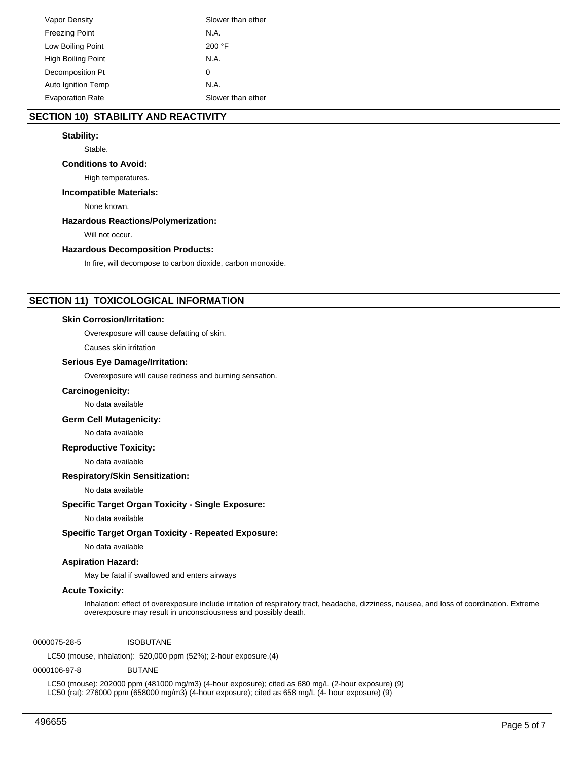| | |
|---|---|
| Vapor Density | Slower than ether |
| Freezing Point | N.A. |
| Low Boiling Point | 200 °F |
| High Boiling Point | N.A. |
| Decomposition Pt | 0 |
| Auto Ignition Temp | N.A. |
| Evaporation Rate | Slower than ether |

## SECTION 10) STABILITY AND REACTIVITY

**Stability:**

Stable.

**Conditions to Avoid:**

High temperatures.

**Incompatible Materials:**

None known.

**Hazardous Reactions/Polymerization:**

Will not occur.

**Hazardous Decomposition Products:**

In fire, will decompose to carbon dioxide, carbon monoxide.

## SECTION 11) TOXICOLOGICAL INFORMATION

**Skin Corrosion/Irritation:**

Overexposure will cause defatting of skin.

Causes skin irritation

**Serious Eye Damage/Irritation:**

Overexposure will cause redness and burning sensation.

**Carcinogenicity:**

No data available

**Germ Cell Mutagenicity:**

No data available

**Reproductive Toxicity:**

No data available

**Respiratory/Skin Sensitization:**

No data available

**Specific Target Organ Toxicity - Single Exposure:**

No data available

**Specific Target Organ Toxicity - Repeated Exposure:**

No data available

**Aspiration Hazard:**

May be fatal if swallowed and enters airways

**Acute Toxicity:**

Inhalation: effect of overexposure include irritation of respiratory tract, headache, dizziness, nausea, and loss of coordination. Extreme overexposure may result in unconsciousness and possibly death.

0000075-28-5 ISOBUTANE

LC50 (mouse, inhalation): 520,000 ppm (52%); 2-hour exposure.(4)

0000106-97-8 BUTANE

LC50 (mouse): 202000 ppm (481000 mg/m3) (4-hour exposure); cited as 680 mg/L (2-hour exposure) (9)
LC50 (rat): 276000 ppm (658000 mg/m3) (4-hour exposure); cited as 658 mg/L (4- hour exposure) (9)

496655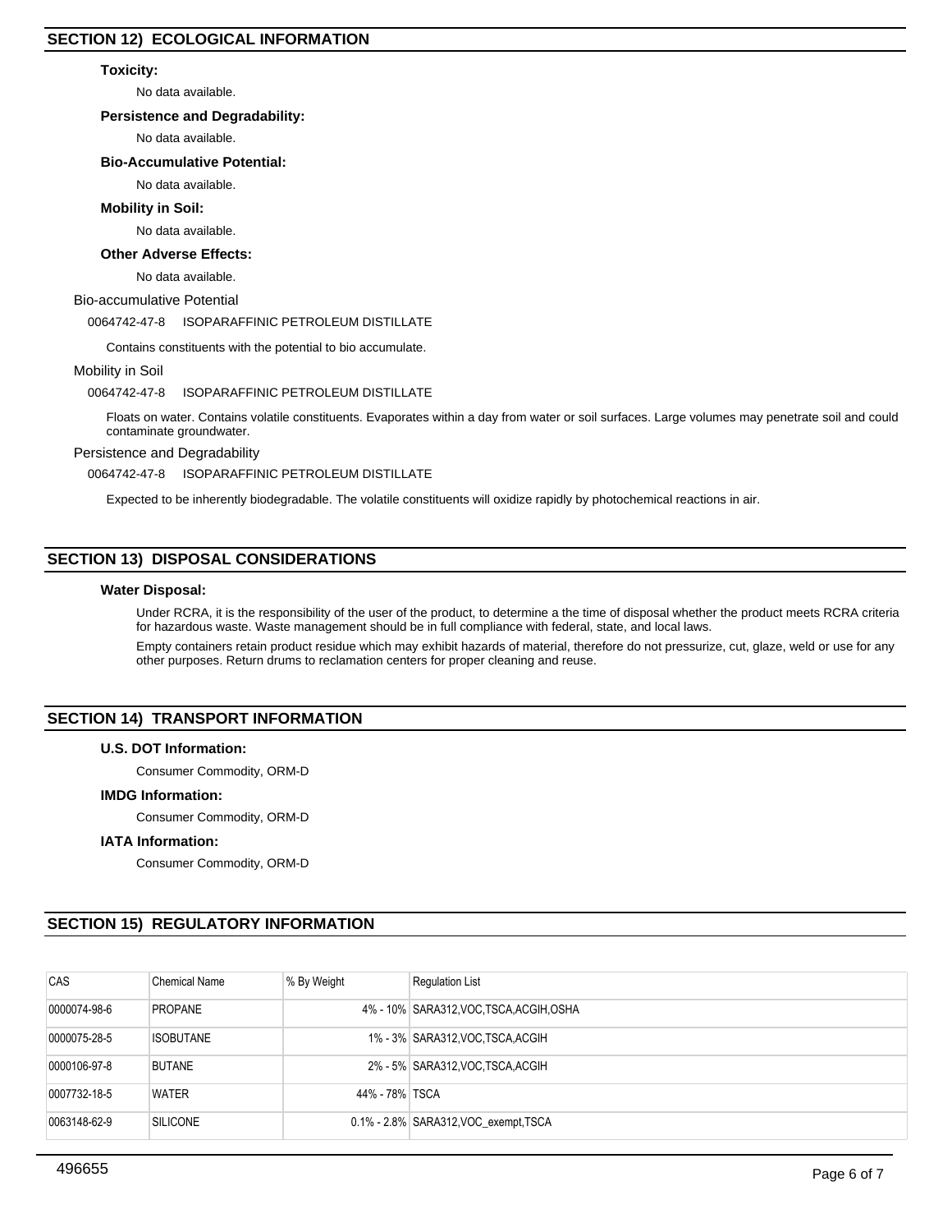## SECTION 12) ECOLOGICAL INFORMATION

**Toxicity:**

No data available.

**Persistence and Degradability:**

No data available.

**Bio-Accumulative Potential:**

No data available.

**Mobility in Soil:**

No data available.

**Other Adverse Effects:**

No data available.

Bio-accumulative Potential

0064742-47-8 ISOPARAFFINIC PETROLEUM DISTILLATE

Contains constituents with the potential to bio accumulate.

Mobility in Soil

0064742-47-8 ISOPARAFFINIC PETROLEUM DISTILLATE

Floats on water. Contains volatile constituents. Evaporates within a day from water or soil surfaces. Large volumes may penetrate soil and could contaminate groundwater.

Persistence and Degradability

0064742-47-8 ISOPARAFFINIC PETROLEUM DISTILLATE

Expected to be inherently biodegradable. The volatile constituents will oxidize rapidly by photochemical reactions in air.

## SECTION 13) DISPOSAL CONSIDERATIONS

**Water Disposal:**

Under RCRA, it is the responsibility of the user of the product, to determine a the time of disposal whether the product meets RCRA criteria for hazardous waste. Waste management should be in full compliance with federal, state, and local laws.

Empty containers retain product residue which may exhibit hazards of material, therefore do not pressurize, cut, glaze, weld or use for any other purposes. Return drums to reclamation centers for proper cleaning and reuse.

## SECTION 14) TRANSPORT INFORMATION

**U.S. DOT Information:**

Consumer Commodity, ORM-D

**IMDG Information:**

Consumer Commodity, ORM-D

**IATA Information:**

Consumer Commodity, ORM-D

## SECTION 15) REGULATORY INFORMATION

| CAS | Chemical Name | % By Weight | Regulation List |
|---|---|---|---|
| 0000074-98-6 | PROPANE | 4% - 10% | SARA312,VOC,TSCA,ACGIH,OSHA |
| 0000075-28-5 | ISOBUTANE | 1% - 3% | SARA312,VOC,TSCA,ACGIH |
| 0000106-97-8 | BUTANE | 2% - 5% | SARA312,VOC,TSCA,ACGIH |
| 0007732-18-5 | WATER | 44% - 78% | TSCA |
| 0063148-62-9 | SILICONE | 0.1% - 2.8% | SARA312,VOC_exempt,TSCA |

496655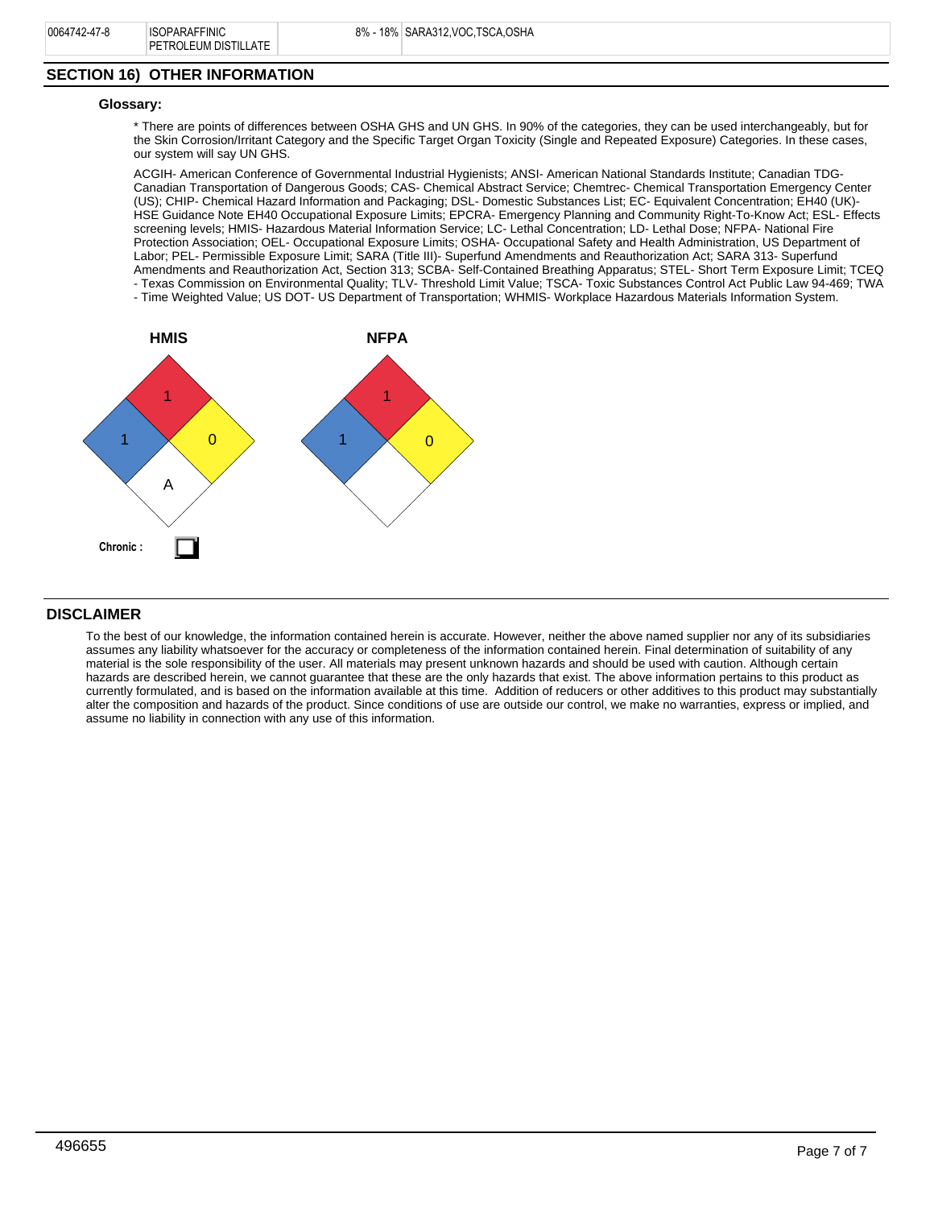| | | | |
|---|---|---|---|
| 0064742-47-8 | ISOPARAFFINIC PETROLEUM DISTILLATE | 8% - 18% | SARA312,VOC,TSCA,OSHA |

## SECTION 16) OTHER INFORMATION

**Glossary:**

* There are points of differences between OSHA GHS and UN GHS. In 90% of the categories, they can be used interchangeably, but for the Skin Corrosion/Irritant Category and the Specific Target Organ Toxicity (Single and Repeated Exposure) Categories. In these cases, our system will say UN GHS.

ACGIH- American Conference of Governmental Industrial Hygienists; ANSI- American National Standards Institute; Canadian TDG- Canadian Transportation of Dangerous Goods; CAS- Chemical Abstract Service; Chemtrec- Chemical Transportation Emergency Center (US); CHIP- Chemical Hazard Information and Packaging; DSL- Domestic Substances List; EC- Equivalent Concentration; EH40 (UK)- HSE Guidance Note EH40 Occupational Exposure Limits; EPCRA- Emergency Planning and Community Right-To-Know Act; ESL- Effects screening levels; HMIS- Hazardous Material Information Service; LC- Lethal Concentration; LD- Lethal Dose; NFPA- National Fire Protection Association; OEL- Occupational Exposure Limits; OSHA- Occupational Safety and Health Administration, US Department of Labor; PEL- Permissible Exposure Limit; SARA (Title III)- Superfund Amendments and Reauthorization Act; SARA 313- Superfund Amendments and Reauthorization Act, Section 313; SCBA- Self-Contained Breathing Apparatus; STEL- Short Term Exposure Limit; TCEQ - Texas Commission on Environmental Quality; TLV- Threshold Limit Value; TSCA- Toxic Substances Control Act Public Law 94-469; TWA - Time Weighted Value; US DOT- US Department of Transportation; WHMIS- Workplace Hazardous Materials Information System.

HMIS

1
1
0
A

NFPA

1
1
0

Chronic :

## DISCLAIMER

To the best of our knowledge, the information contained herein is accurate. However, neither the above named supplier nor any of its subsidiaries assumes any liability whatsoever for the accuracy or completeness of the information contained herein. Final determination of suitability of any material is the sole responsibility of the user. All materials may present unknown hazards and should be used with caution. Although certain hazards are described herein, we cannot guarantee that these are the only hazards that exist. The above information pertains to this product as currently formulated, and is based on the information available at this time. Addition of reducers or other additives to this product may substantially alter the composition and hazards of the product. Since conditions of use are outside our control, we make no warranties, express or implied, and assume no liability in connection with any use of this information.

496655